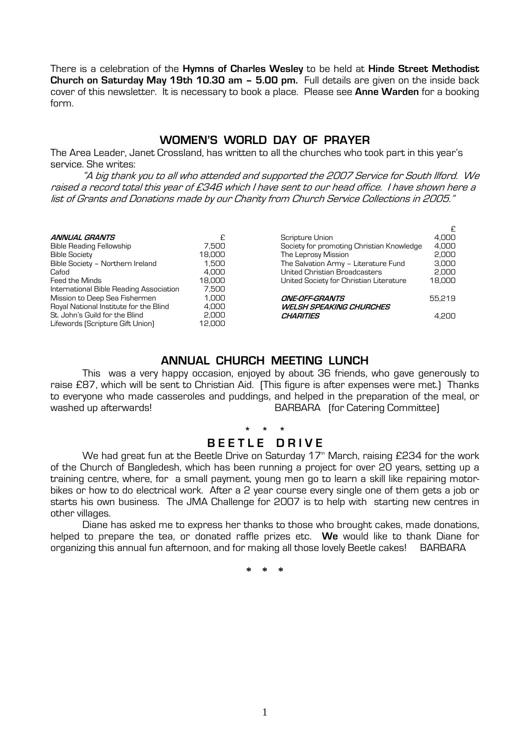There is a celebration of the **Hymns of Charles Wesley** to be held at **Hinde Street Methodist Church on Saturday May 19th 10.30 am – 5.00 pm.** Full details are given on the inside back cover of this newsletter. It is necessary to book a place. Please see **Anne Warden** for a booking form.

## WOMEN'S WORLD DAY OF PRAYER

The Area Leader, Janet Crossland, has written to all the churches who took part in this year's service. She writes:

*"A big thank you to all who attended and supported the 2007 Service for South Ilford. We raised a record total this year of £346 which I have sent to our head office. I have shown here a list of Grants and Donations made by our Charity from Church Service Collections in 2005."*

| ***ANNUAL GRANTS*** | £ |
|---|---|
| Bible Reading Fellowship | 7,500 |
| Bible Society | 18,000 |
| Bible Society – Northern Ireland | 1,500 |
| Cafod | 4,000 |
| Feed the Minds | 18,000 |
| International Bible Reading Association | 7,500 |
| Mission to Deep Sea Fishermen | 1,000 |
| Royal National Institute for the Blind | 4,000 |
| St. John's Guild for the Blind | 2,000 |
| Lifewords (Scripture Gift Union) | 12,000 |
| Scripture Union | 4,000 |
| Society for promoting Christian Knowledge | 4,000 |
| The Leprosy Mission | 2,000 |
| The Salvation Army – Literature Fund | 3,000 |
| United Christian Broadcasters | 2,000 |
| United Society for Christian Literature | 18,000 |
| ***ONE-OFF-GRANTS*** | 55,219 |
| ***WELSH SPEAKING CHURCHES CHARITIES*** | 4,200 |

## ANNUAL CHURCH MEETING LUNCH

This was a very happy occasion, enjoyed by about 36 friends, who gave generously to raise £87, which will be sent to Christian Aid. (This figure is after expenses were met.) Thanks to everyone who made casseroles and puddings, and helped in the preparation of the meal, or washed up afterwards! BARBARA (for Catering Committee)

\* \* \*

## BEETLE DRIVE

We had great fun at the Beetle Drive on Saturday 17th March, raising £234 for the work of the Church of Bangledesh, which has been running a project for over 20 years, setting up a training centre, where, for a small payment, young men go to learn a skill like repairing motor-bikes or how to do electrical work. After a 2 year course every single one of them gets a job or starts his own business. The JMA Challenge for 2007 is to help with starting new centres in other villages.

Diane has asked me to express her thanks to those who brought cakes, made donations, helped to prepare the tea, or donated raffle prizes etc. **We** would like to thank Diane for organizing this annual fun afternoon, and for making all those lovely Beetle cakes! BARBARA

\* \* \*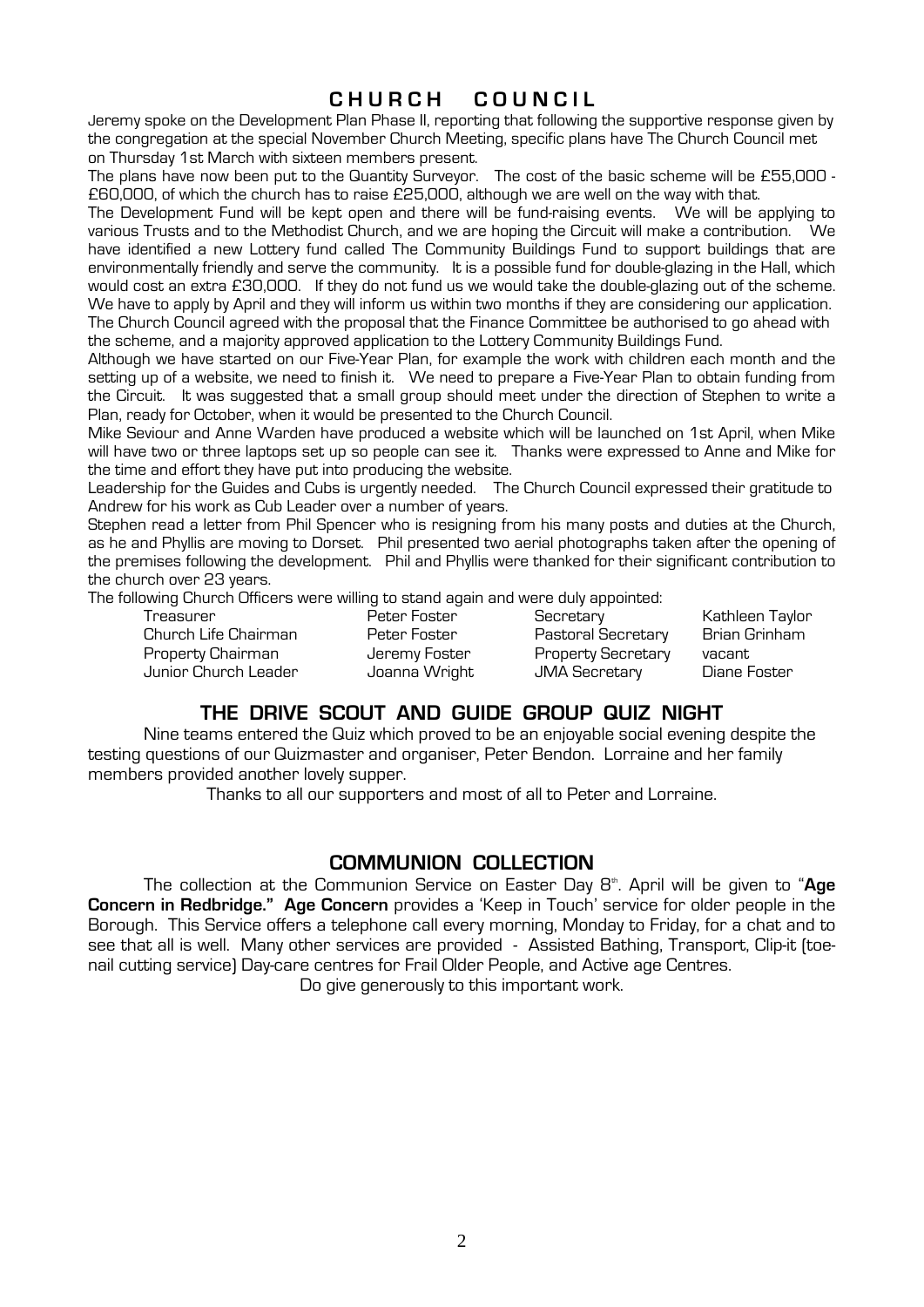## CHURCH COUNCIL

Jeremy spoke on the Development Plan Phase II, reporting that following the supportive response given by the congregation at the special November Church Meeting, specific plans have The Church Council met on Thursday 1st March with sixteen members present.

The plans have now been put to the Quantity Surveyor. The cost of the basic scheme will be £55,000 - £60,000, of which the church has to raise £25,000, although we are well on the way with that.

The Development Fund will be kept open and there will be fund-raising events. We will be applying to various Trusts and to the Methodist Church, and we are hoping the Circuit will make a contribution. We have identified a new Lottery fund called The Community Buildings Fund to support buildings that are environmentally friendly and serve the community. It is a possible fund for double-glazing in the Hall, which would cost an extra £30,000. If they do not fund us we would take the double-glazing out of the scheme. We have to apply by April and they will inform us within two months if they are considering our application.

The Church Council agreed with the proposal that the Finance Committee be authorised to go ahead with the scheme, and a majority approved application to the Lottery Community Buildings Fund.

Although we have started on our Five-Year Plan, for example the work with children each month and the setting up of a website, we need to finish it. We need to prepare a Five-Year Plan to obtain funding from the Circuit. It was suggested that a small group should meet under the direction of Stephen to write a Plan, ready for October, when it would be presented to the Church Council.

Mike Seviour and Anne Warden have produced a website which will be launched on 1st April, when Mike will have two or three laptops set up so people can see it. Thanks were expressed to Anne and Mike for the time and effort they have put into producing the website.

Leadership for the Guides and Cubs is urgently needed. The Church Council expressed their gratitude to Andrew for his work as Cub Leader over a number of years.

Stephen read a letter from Phil Spencer who is resigning from his many posts and duties at the Church, as he and Phyllis are moving to Dorset. Phil presented two aerial photographs taken after the opening of the premises following the development. Phil and Phyllis were thanked for their significant contribution to the church over 23 years.

The following Church Officers were willing to stand again and were duly appointed:

| | | | |
|---|---|---|---|
| Treasurer | Peter Foster | Secretary | Kathleen Taylor |
| Church Life Chairman | Peter Foster | Pastoral Secretary | Brian Grinham |
| Property Chairman | Jeremy Foster | Property Secretary | vacant |
| Junior Church Leader | Joanna Wright | JMA Secretary | Diane Foster |

## THE DRIVE SCOUT AND GUIDE GROUP QUIZ NIGHT

Nine teams entered the Quiz which proved to be an enjoyable social evening despite the testing questions of our Quizmaster and organiser, Peter Bendon. Lorraine and her family members provided another lovely supper.

Thanks to all our supporters and most of all to Peter and Lorraine.

## COMMUNION COLLECTION

The collection at the Communion Service on Easter Day 8th. April will be given to "**Age Concern in Redbridge." Age Concern** provides a 'Keep in Touch' service for older people in the Borough. This Service offers a telephone call every morning, Monday to Friday, for a chat and to see that all is well. Many other services are provided - Assisted Bathing, Transport, Clip-it (toe-nail cutting service) Day-care centres for Frail Older People, and Active age Centres.

Do give generously to this important work.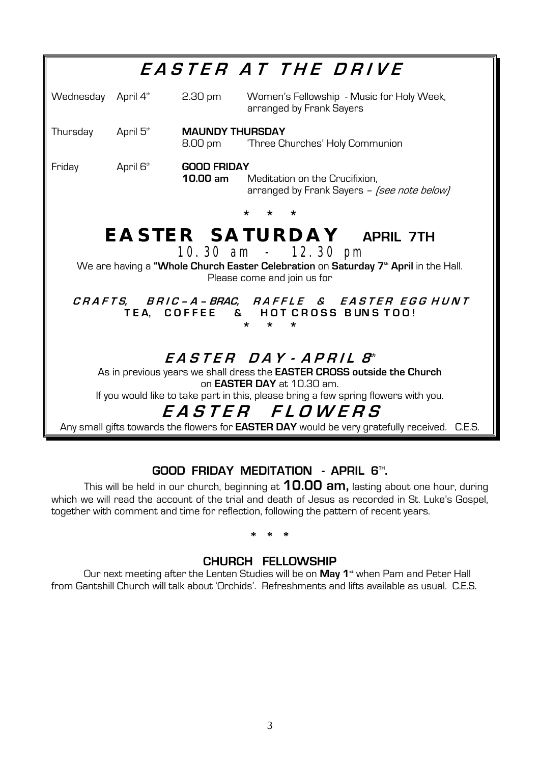# EASTER AT THE DRIVE

| | | | |
|---|---|---|---|
| Wednesday | April 4th | 2.30 pm | Women's Fellowship - Music for Holy Week, arranged by Frank Sayers |
| Thursday | April 5th | **MAUNDY THURSDAY** 8.00 pm | 'Three Churches' Holy Communion |
| Friday | April 6th | **GOOD FRIDAY** **10.00 am** | Meditation on the Crucifixion, arranged by Frank Sayers – *(see note below)* |

\* \* \*

## EASTER SATURDAY APRIL 7TH

10.30 am - 12.30 pm

We are having a **"Whole Church Easter Celebration** on **Saturday 7th April** in the Hall. Please come and join us for

***CRAFTS, BRIC–A–BRAC, RAFFLE & EASTER EGG HUNT***

**TEA, COFFEE & HOT CROSS BUNS TOO!**

\* \* \*

## *EASTER DAY - APRIL 8th*

As in previous years we shall dress the **EASTER CROSS outside the Church** on **EASTER DAY** at 10.30 am.

If you would like to take part in this, please bring a few spring flowers with you.

## *EASTER FLOWERS*

Any small gifts towards the flowers for **EASTER DAY** would be very gratefully received. C.E.S.

### GOOD FRIDAY MEDITATION - APRIL 6TH.

This will be held in our church, beginning at **10.00 am,** lasting about one hour, during which we will read the account of the trial and death of Jesus as recorded in St. Luke's Gospel, together with comment and time for reflection, following the pattern of recent years.

\* \* \*

### CHURCH FELLOWSHIP

Our next meeting after the Lenten Studies will be on **May 1st** when Pam and Peter Hall from Gantshill Church will talk about 'Orchids'. Refreshments and lifts available as usual. C.E.S.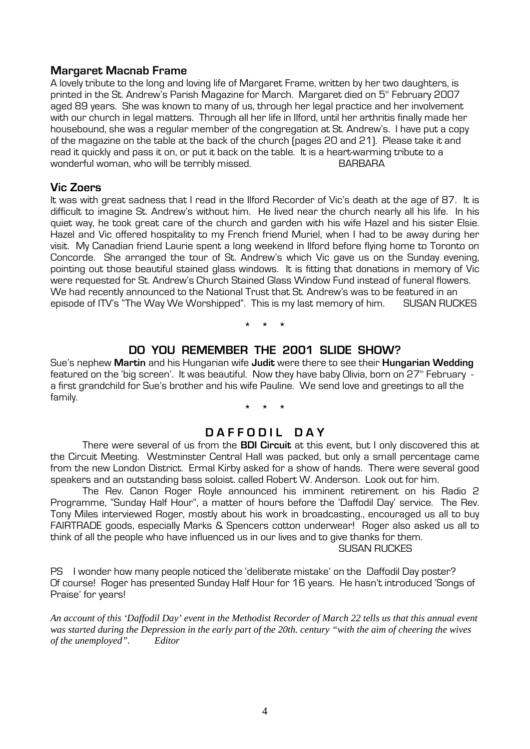## Margaret Macnab Frame

A lovely tribute to the long and loving life of Margaret Frame, written by her two daughters, is printed in the St. Andrew's Parish Magazine for March. Margaret died on 5th February 2007 aged 89 years. She was known to many of us, through her legal practice and her involvement with our church in legal matters. Through all her life in Ilford, until her arthritis finally made her housebound, she was a regular member of the congregation at St. Andrew's. I have put a copy of the magazine on the table at the back of the church (pages 20 and 21). Please take it and read it quickly and pass it on, or put it back on the table. It is a heart-warming tribute to a wonderful woman, who will be terribly missed. BARBARA

## Vic Zoers

It was with great sadness that I read in the Ilford Recorder of Vic's death at the age of 87. It is difficult to imagine St. Andrew's without him. He lived near the church nearly all his life. In his quiet way, he took great care of the church and garden with his wife Hazel and his sister Elsie. Hazel and Vic offered hospitality to my French friend Muriel, when I had to be away during her visit. My Canadian friend Laurie spent a long weekend in Ilford before flying home to Toronto on Concorde. She arranged the tour of St. Andrew's which Vic gave us on the Sunday evening, pointing out those beautiful stained glass windows. It is fitting that donations in memory of Vic were requested for St. Andrew's Church Stained Glass Window Fund instead of funeral flowers. We had recently announced to the National Trust that St. Andrew's was to be featured in an episode of ITV's "The Way We Worshipped". This is my last memory of him. SUSAN RUCKES

\* \* \*

## DO YOU REMEMBER THE 2001 SLIDE SHOW?

Sue's nephew **Martin** and his Hungarian wife **Judit** were there to see their **Hungarian Wedding** featured on the 'big screen'. It was beautiful. Now they have baby Olivia, born on 27th February - a first grandchild for Sue's brother and his wife Pauline. We send love and greetings to all the family.

\* \* \*

## DAFFODIL DAY

There were several of us from the **BDI Circuit** at this event, but I only discovered this at the Circuit Meeting. Westminster Central Hall was packed, but only a small percentage came from the new London District. Ermal Kirby asked for a show of hands. There were several good speakers and an outstanding bass soloist. called Robert W. Anderson. Look out for him.

The Rev. Canon Roger Royle announced his imminent retirement on his Radio 2 Programme, "Sunday Half Hour", a matter of hours before the 'Daffodil Day' service. The Rev. Tony Miles interviewed Roger, mostly about his work in broadcasting., encouraged us all to buy FAIRTRADE goods, especially Marks & Spencers cotton underwear! Roger also asked us all to think of all the people who have influenced us in our lives and to give thanks for them.

SUSAN RUCKES

PS I wonder how many people noticed the 'deliberate mistake' on the Daffodil Day poster? Of course! Roger has presented Sunday Half Hour for 16 years. He hasn't introduced 'Songs of Praise' for years!

*An account of this 'Daffodil Day' event in the Methodist Recorder of March 22 tells us that this annual event was started during the Depression in the early part of the 20th. century "with the aim of cheering the wives of the unemployed". Editor*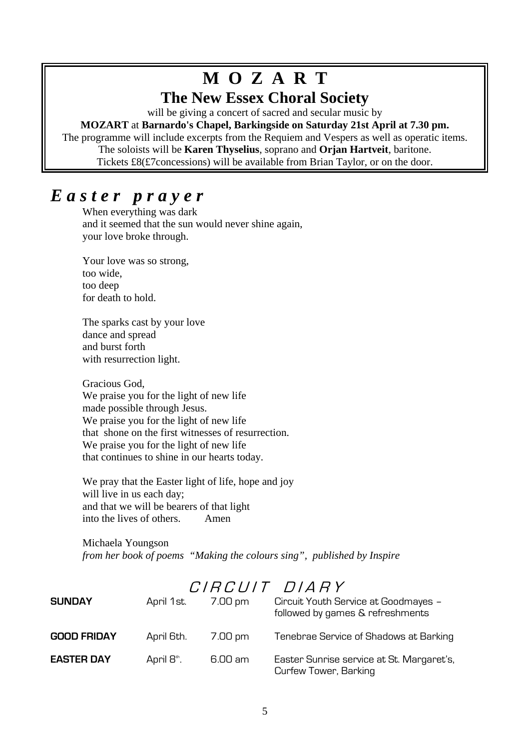# M O Z A R T

## The New Essex Choral Society

will be giving a concert of sacred and secular music by **MOZART** at **Barnardo's Chapel, Barkingside on Saturday 21st April at 7.30 pm.** The programme will include excerpts from the Requiem and Vespers as well as operatic items. The soloists will be **Karen Thyselius**, soprano and **Orjan Hartveit**, baritone. Tickets £8(£7concessions) will be available from Brian Taylor, or on the door.

# *E a s t e r   p r a y e r*

When everything was dark
and it seemed that the sun would never shine again,
your love broke through.

Your love was so strong,
too wide,
too deep
for death to hold.

The sparks cast by your love
dance and spread
and burst forth
with resurrection light.

Gracious God,
We praise you for the light of new life
made possible through Jesus.
We praise you for the light of new life
that shone on the first witnesses of resurrection.
We praise you for the light of new life
that continues to shine in our hearts today.

We pray that the Easter light of life, hope and joy
will live in us each day;
and that we will be bearers of that light
into the lives of others. Amen

Michaela Youngson
*from her book of poems "Making the colours sing", published by Inspire*

## *CIRCUIT DIARY*

| | | | |
|---|---|---|---|
| **SUNDAY** | April 1st. | 7.00 pm | Circuit Youth Service at Goodmayes – followed by games & refreshments |
| **GOOD FRIDAY** | April 6th. | 7.00 pm | Tenebrae Service of Shadows at Barking |
| **EASTER DAY** | April 8th. | 6.00 am | Easter Sunrise service at St. Margaret's, Curfew Tower, Barking |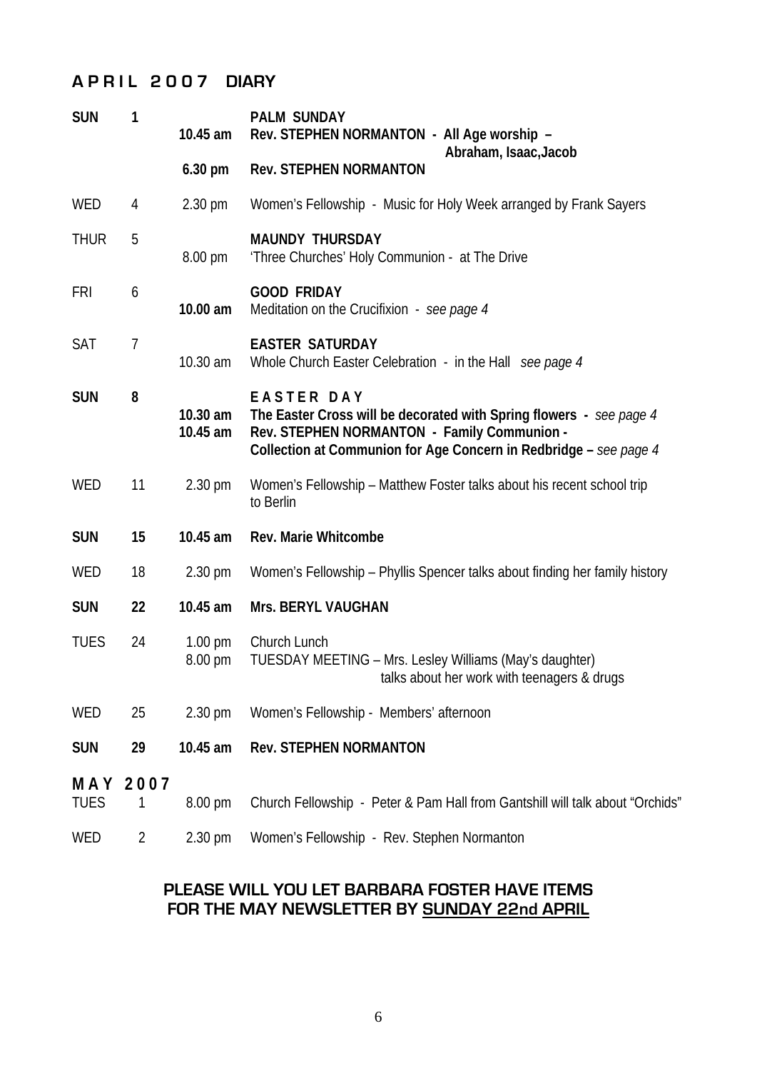## APRIL 2007 DIARY

| | | | |
|---|---|---|---|
| **SUN** | **1** | | **PALM SUNDAY** |
| | | **10.45 am** | **Rev. STEPHEN NORMANTON - All Age worship – Abraham, Isaac,Jacob** |
| | | **6.30 pm** | **Rev. STEPHEN NORMANTON** |
| WED | 4 | 2.30 pm | Women's Fellowship - Music for Holy Week arranged by Frank Sayers |
| THUR | 5 | | **MAUNDY THURSDAY** |
| | | 8.00 pm | 'Three Churches' Holy Communion - at The Drive |
| FRI | 6 | | **GOOD FRIDAY** |
| | | **10.00 am** | Meditation on the Crucifixion - *see page 4* |
| SAT | 7 | | **EASTER SATURDAY** |
| | | 10.30 am | Whole Church Easter Celebration - in the Hall *see page 4* |
| **SUN** | **8** | | **EASTER DAY** |
| | | **10.30 am** | **The Easter Cross will be decorated with Spring flowers -** *see page 4* |
| | | **10.45 am** | **Rev. STEPHEN NORMANTON - Family Communion - Collection at Communion for Age Concern in Redbridge –** *see page 4* |
| WED | 11 | 2.30 pm | Women's Fellowship – Matthew Foster talks about his recent school trip to Berlin |
| **SUN** | **15** | **10.45 am** | **Rev. Marie Whitcombe** |
| WED | 18 | 2.30 pm | Women's Fellowship – Phyllis Spencer talks about finding her family history |
| **SUN** | **22** | **10.45 am** | **Mrs. BERYL VAUGHAN** |
| TUES | 24 | 1.00 pm | Church Lunch |
| | | 8.00 pm | TUESDAY MEETING – Mrs. Lesley Williams (May's daughter) talks about her work with teenagers & drugs |
| WED | 25 | 2.30 pm | Women's Fellowship - Members' afternoon |
| **SUN** | **29** | **10.45 am** | **Rev. STEPHEN NORMANTON** |
| **MAY 2007** | | | |
| TUES | 1 | 8.00 pm | Church Fellowship - Peter & Pam Hall from Gantshill will talk about "Orchids" |
| WED | 2 | 2.30 pm | Women's Fellowship - Rev. Stephen Normanton |

**PLEASE WILL YOU LET BARBARA FOSTER HAVE ITEMS FOR THE MAY NEWSLETTER BY SUNDAY 22nd APRIL**